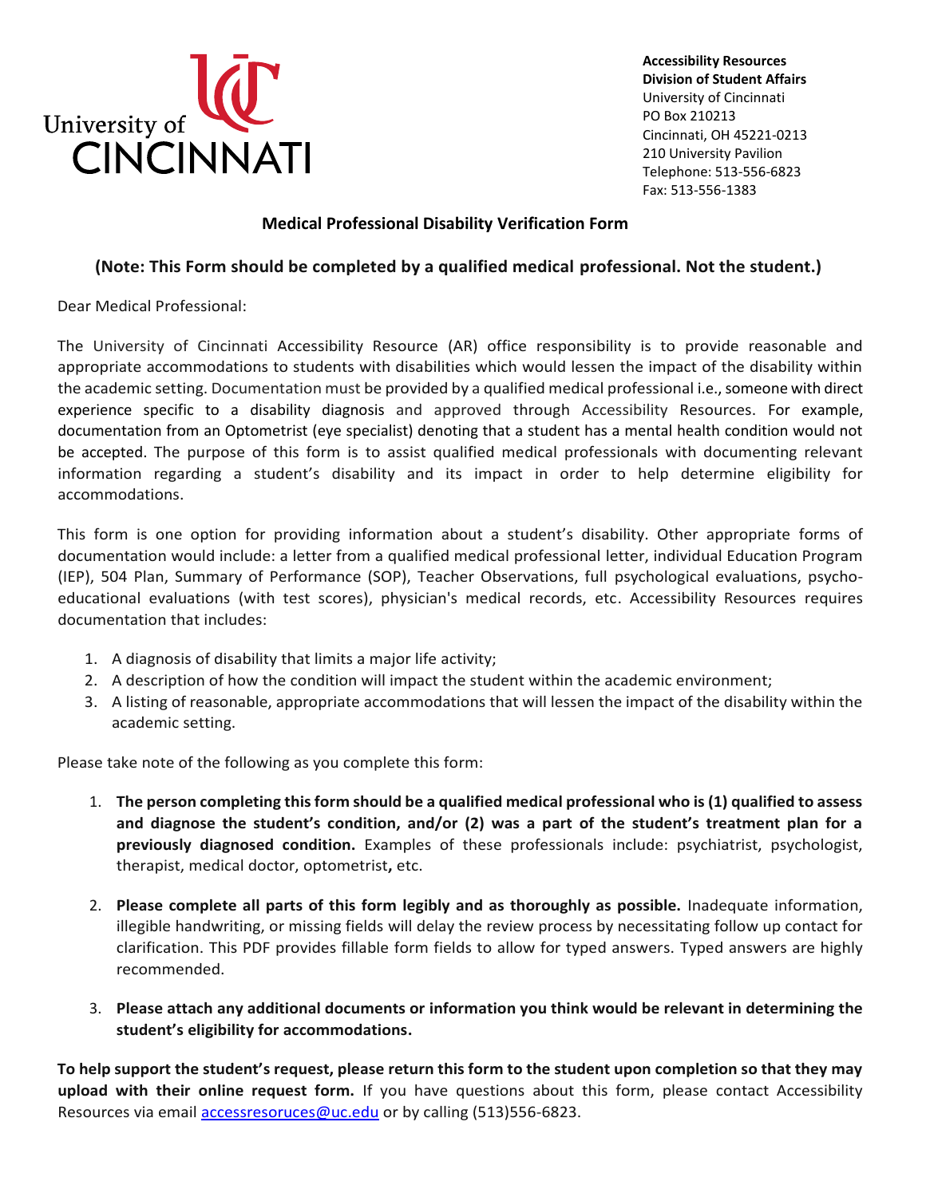University of CINCINNATI

**Accessibility Resources**
**Division of Student Affairs**
University of Cincinnati
PO Box 210213
Cincinnati, OH 45221-0213
210 University Pavilion
Telephone: 513-556-6823
Fax: 513-556-1383

## Medical Professional Disability Verification Form

### (Note: This Form should be completed by a qualified medical professional. Not the student.)

Dear Medical Professional:

The University of Cincinnati Accessibility Resource (AR) office responsibility is to provide reasonable and appropriate accommodations to students with disabilities which would lessen the impact of the disability within the academic setting. Documentation must be provided by a qualified medical professional i.e., someone with direct experience specific to a disability diagnosis and approved through Accessibility Resources. For example, documentation from an Optometrist (eye specialist) denoting that a student has a mental health condition would not be accepted. The purpose of this form is to assist qualified medical professionals with documenting relevant information regarding a student's disability and its impact in order to help determine eligibility for accommodations.

This form is one option for providing information about a student's disability. Other appropriate forms of documentation would include: a letter from a qualified medical professional letter, individual Education Program (IEP), 504 Plan, Summary of Performance (SOP), Teacher Observations, full psychological evaluations, psycho-educational evaluations (with test scores), physician's medical records, etc. Accessibility Resources requires documentation that includes:

1. A diagnosis of disability that limits a major life activity;
2. A description of how the condition will impact the student within the academic environment;
3. A listing of reasonable, appropriate accommodations that will lessen the impact of the disability within the academic setting.

Please take note of the following as you complete this form:

1. **The person completing this form should be a qualified medical professional who is (1) qualified to assess and diagnose the student's condition, and/or (2) was a part of the student's treatment plan for a previously diagnosed condition.** Examples of these professionals include: psychiatrist, psychologist, therapist, medical doctor, optometrist**,** etc.

2. **Please complete all parts of this form legibly and as thoroughly as possible.** Inadequate information, illegible handwriting, or missing fields will delay the review process by necessitating follow up contact for clarification. This PDF provides fillable form fields to allow for typed answers. Typed answers are highly recommended.

3. **Please attach any additional documents or information you think would be relevant in determining the student's eligibility for accommodations.**

**To help support the student's request, please return this form to the student upon completion so that they may upload with their online request form.** If you have questions about this form, please contact Accessibility Resources via email accessresoruces@uc.edu or by calling (513)556-6823.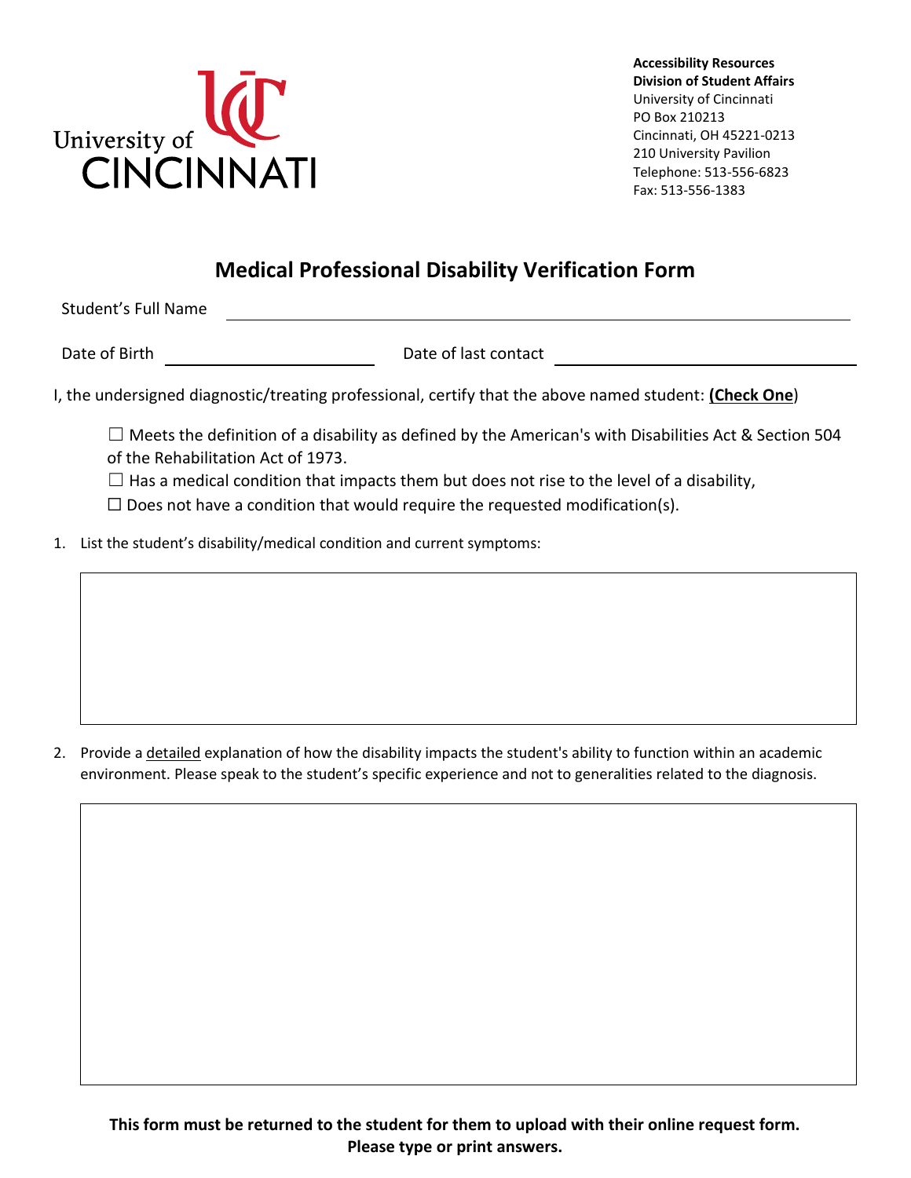University of CINCINNATI

**Accessibility Resources**
**Division of Student Affairs**
University of Cincinnati
PO Box 210213
Cincinnati, OH 45221-0213
210 University Pavilion
Telephone: 513-556-6823
Fax: 513-556-1383

# Medical Professional Disability Verification Form

Student's Full Name ______________________________________________

Date of Birth ____________________ Date of last contact ____________________

I, the undersigned diagnostic/treating professional, certify that the above named student: **(Check One)**

- ☐ Meets the definition of a disability as defined by the American's with Disabilities Act & Section 504 of the Rehabilitation Act of 1973.
- ☐ Has a medical condition that impacts them but does not rise to the level of a disability,
- ☐ Does not have a condition that would require the requested modification(s).

1. List the student's disability/medical condition and current symptoms:

2. Provide a detailed explanation of how the disability impacts the student's ability to function within an academic environment. Please speak to the student's specific experience and not to generalities related to the diagnosis.

**This form must be returned to the student for them to upload with their online request form.**
**Please type or print answers.**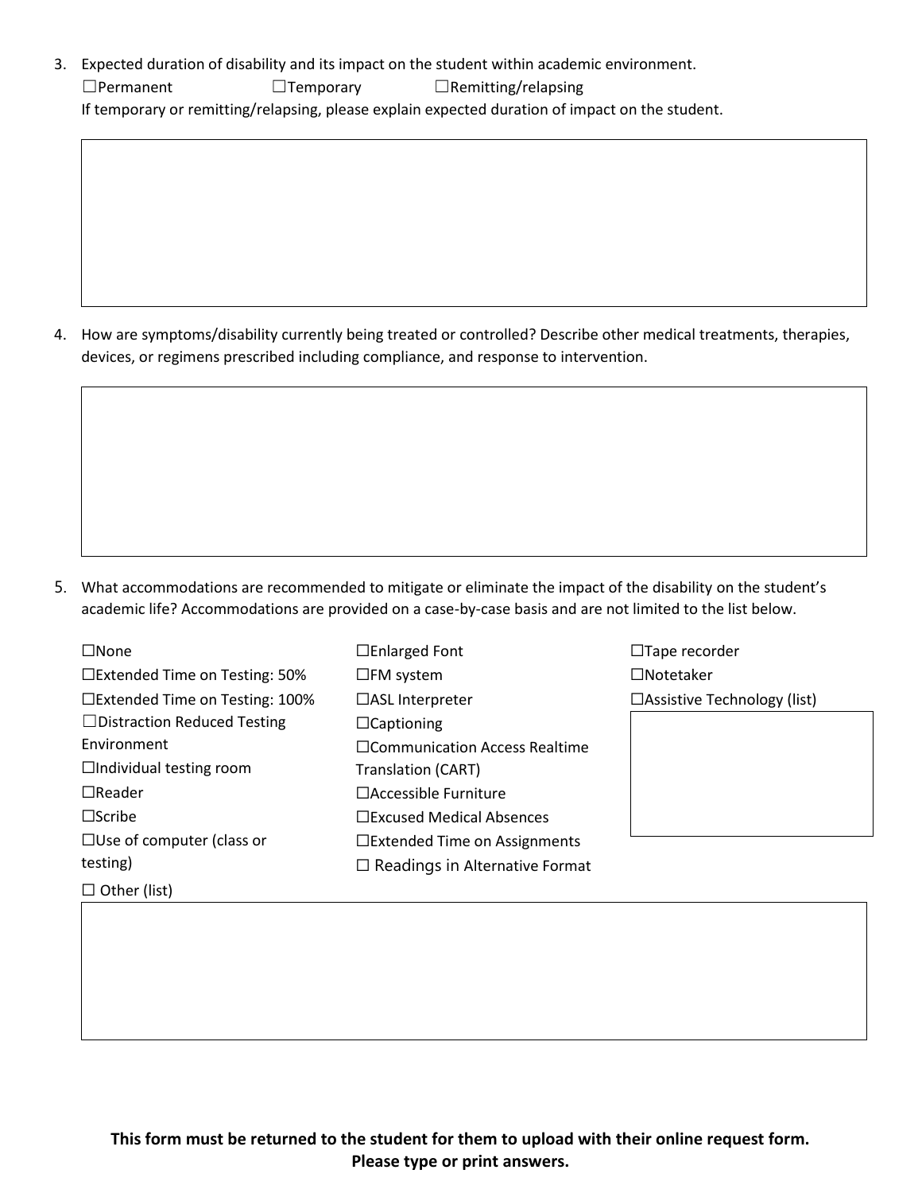3. Expected duration of disability and its impact on the student within academic environment.

   ☐Permanent ☐Temporary ☐Remitting/relapsing

   If temporary or remitting/relapsing, please explain expected duration of impact on the student.

4. How are symptoms/disability currently being treated or controlled? Describe other medical treatments, therapies, devices, or regimens prescribed including compliance, and response to intervention.

5. What accommodations are recommended to mitigate or eliminate the impact of the disability on the student's academic life? Accommodations are provided on a case-by-case basis and are not limited to the list below.

☐None
☐Extended Time on Testing: 50%
☐Extended Time on Testing: 100%
☐Distraction Reduced Testing Environment
☐Individual testing room
☐Reader
☐Scribe
☐Use of computer (class or testing)
☐ Other (list)

☐Enlarged Font
☐FM system
☐ASL Interpreter
☐Captioning
☐Communication Access Realtime Translation (CART)
☐Accessible Furniture
☐Excused Medical Absences
☐Extended Time on Assignments
☐ Readings in Alternative Format

☐Tape recorder
☐Notetaker
☐Assistive Technology (list)

**This form must be returned to the student for them to upload with their online request form. Please type or print answers.**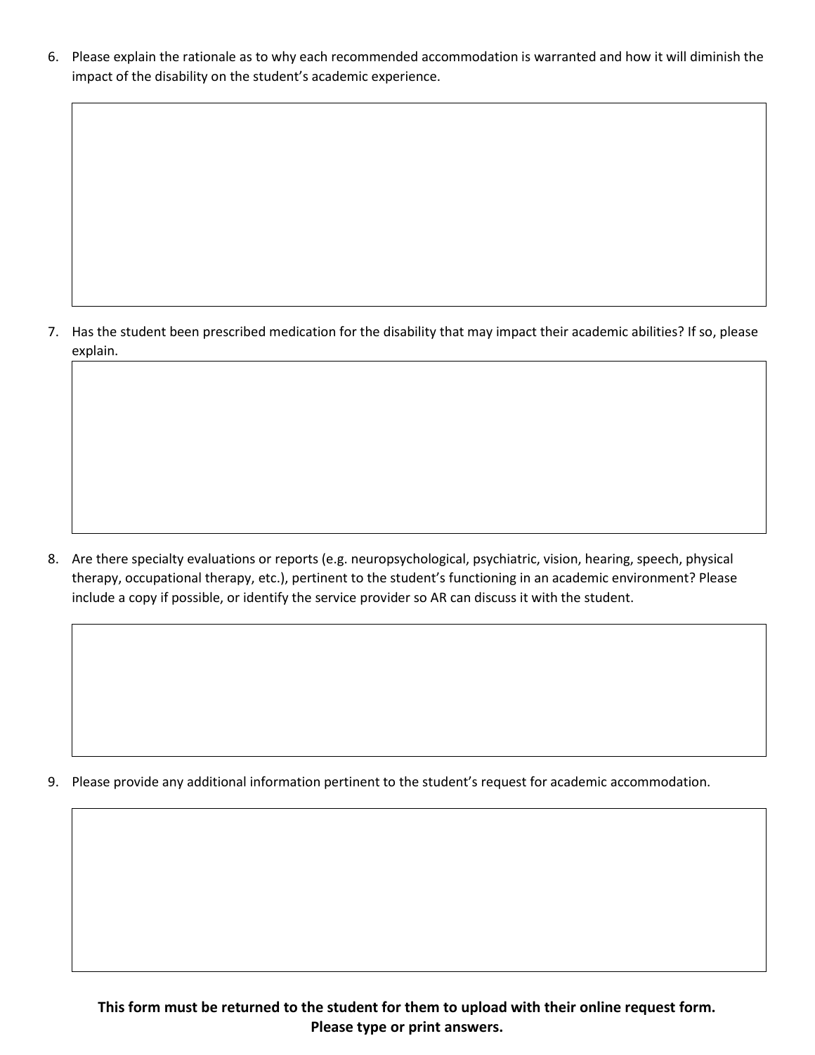6. Please explain the rationale as to why each recommended accommodation is warranted and how it will diminish the impact of the disability on the student's academic experience.

7. Has the student been prescribed medication for the disability that may impact their academic abilities? If so, please explain.

8. Are there specialty evaluations or reports (e.g. neuropsychological, psychiatric, vision, hearing, speech, physical therapy, occupational therapy, etc.), pertinent to the student's functioning in an academic environment? Please include a copy if possible, or identify the service provider so AR can discuss it with the student.

9. Please provide any additional information pertinent to the student's request for academic accommodation.

**This form must be returned to the student for them to upload with their online request form.**
**Please type or print answers.**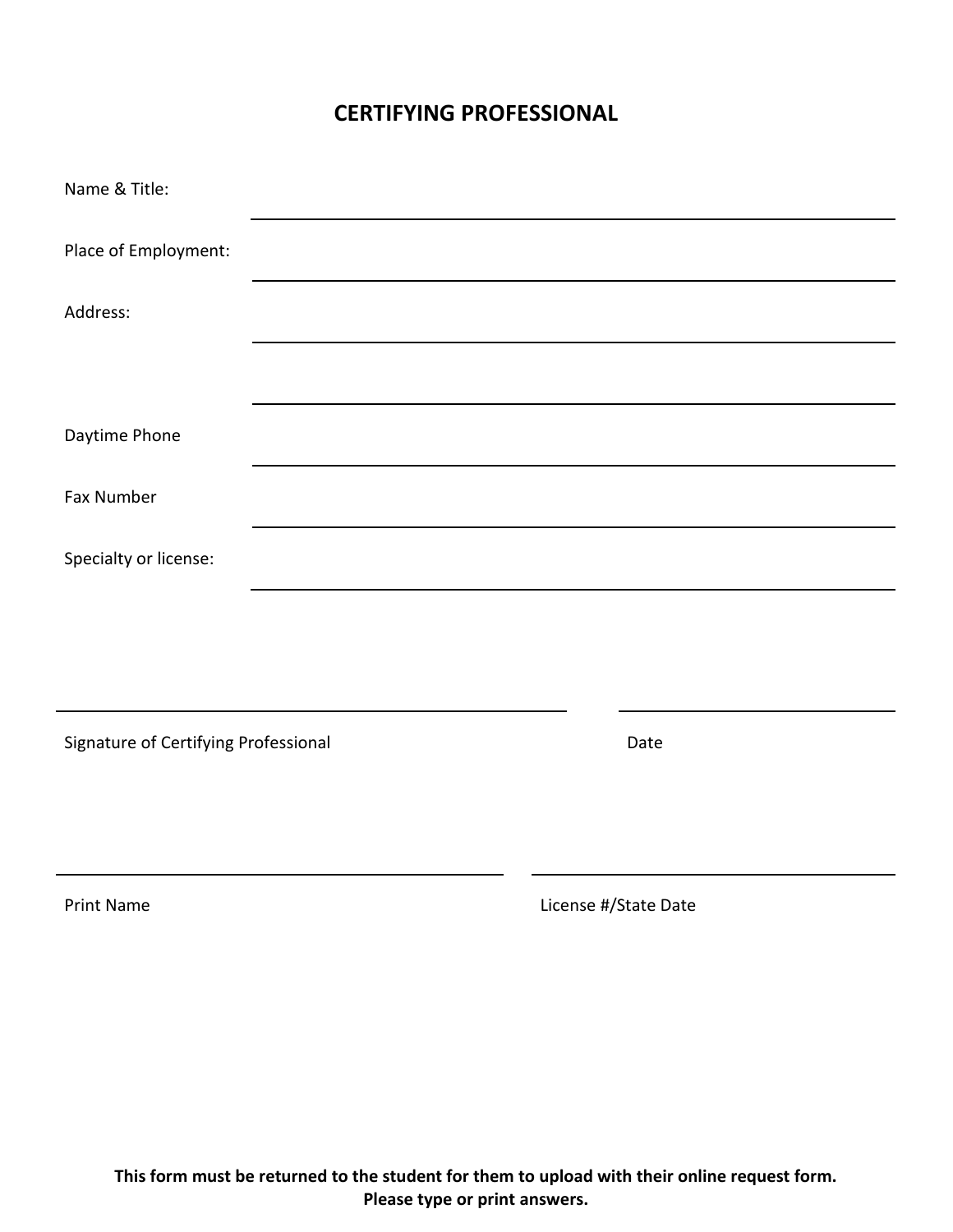# CERTIFYING PROFESSIONAL

Name & Title: ______________________________

Place of Employment: ______________________________

Address: ______________________________

______________________________

Daytime Phone ______________________________

Fax Number ______________________________

Specialty or license: ______________________________

______________________________ ______________________________

Signature of Certifying Professional Date

______________________________ ______________________________

Print Name License #/State Date

**This form must be returned to the student for them to upload with their online request form.**
**Please type or print answers.**